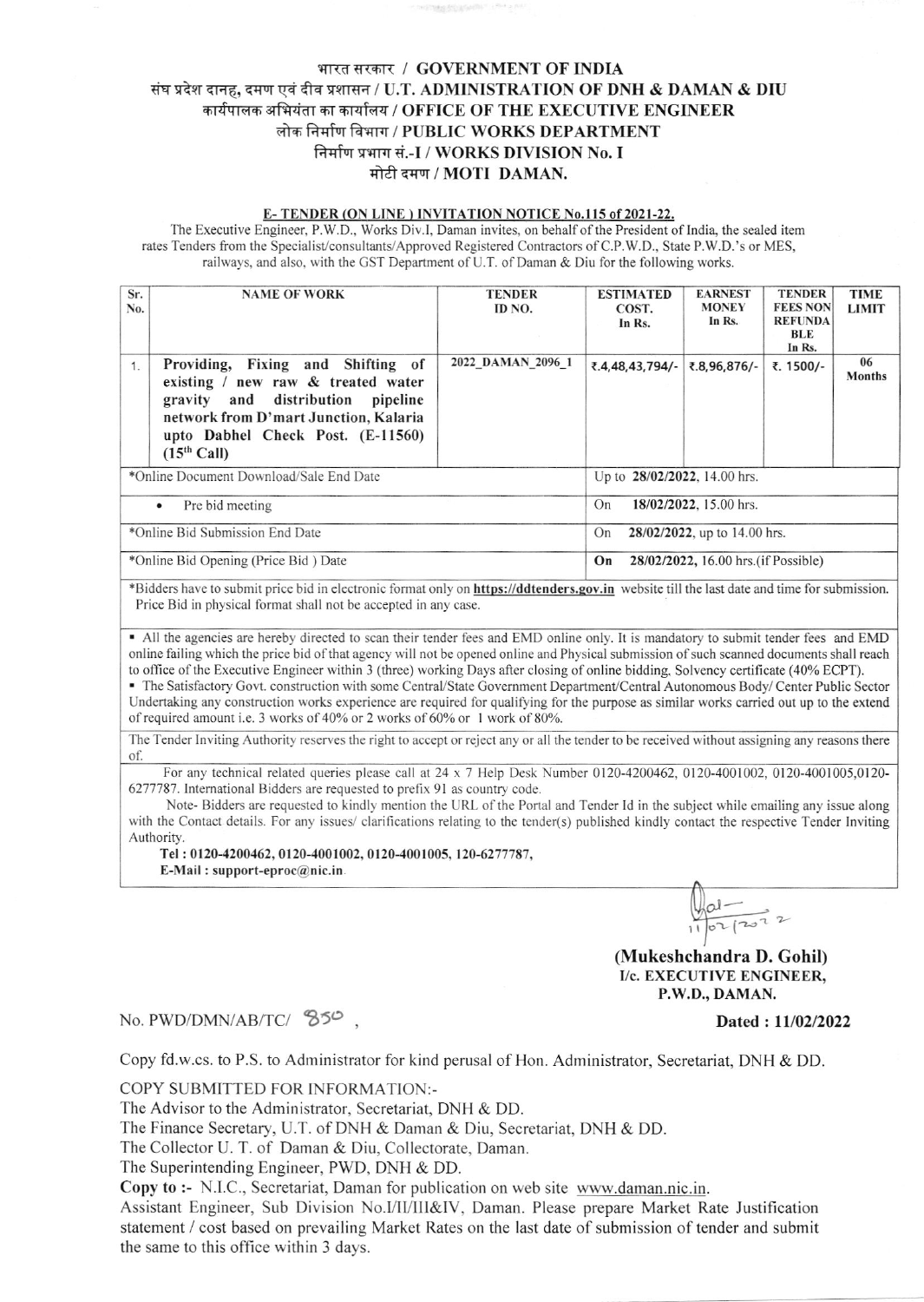# भारत सरकार / GOVERNMENT OF INDIA
## संघ प्रदेश दानह, दमण एवं दीव प्रशासन / U.T. ADMINISTRATION OF DNH & DAMAN & DIU
## कार्यपालक अभियंता का कार्यालय / OFFICE OF THE EXECUTIVE ENGINEER
## लोक निर्माण विभाग / PUBLIC WORKS DEPARTMENT
## निर्माण प्रभाग सं.-I / WORKS DIVISION No. I
## मोटी दमण / MOTI DAMAN.

**E- TENDER (ON LINE ) INVITATION NOTICE No.115 of 2021-22.**

The Executive Engineer, P.W.D., Works Div.I, Daman invites, on behalf of the President of India, the sealed item rates Tenders from the Specialist/consultants/Approved Registered Contractors of C.P.W.D., State P.W.D.'s or MES, railways, and also, with the GST Department of U.T. of Daman & Diu for the following works.

| Sr. No. | NAME OF WORK | TENDER ID NO. | ESTIMATED COST. In Rs. | EARNEST MONEY In Rs. | TENDER FEES NON REFUNDABLE In Rs. | TIME LIMIT |
|---|---|---|---|---|---|---|
| 1. | **Providing, Fixing and Shifting of existing / new raw & treated water gravity and distribution pipeline network from D'mart Junction, Kalaria upto Dabhel Check Post. (E-11560) (15th Call)** | 2022_DAMAN_2096_1 | ₹.4,48,43,794/- | ₹.8,96,876/- | ₹. 1500/- | 06 Months |
| *Online Document Download/Sale End Date | | | Up to **28/02/2022**, 14.00 hrs. | | | |
| • Pre bid meeting | | | On **18/02/2022**, 15.00 hrs. | | | |
| *Online Bid Submission End Date | | | On **28/02/2022**, up to 14.00 hrs. | | | |
| *Online Bid Opening (Price Bid ) Date | | | **On 28/02/2022**, 16.00 hrs.(if Possible) | | | |

*Bidders have to submit price bid in electronic format only on **https://ddtenders.gov.in** website till the last date and time for submission. Price Bid in physical format shall not be accepted in any case.

- All the agencies are hereby directed to scan their tender fees and EMD online only. It is mandatory to submit tender fees and EMD online failing which the price bid of that agency will not be opened online and Physical submission of such scanned documents shall reach to office of the Executive Engineer within 3 (three) working Days after closing of online bidding. Solvency certificate (40% ECPT).
- The Satisfactory Govt. construction with some Central/State Government Department/Central Autonomous Body/ Center Public Sector Undertaking any construction works experience are required for qualifying for the purpose as similar works carried out up to the extend of required amount i.e. 3 works of 40% or 2 works of 60% or 1 work of 80%.

The Tender Inviting Authority reserves the right to accept or reject any or all the tender to be received without assigning any reasons there of.

For any technical related queries please call at 24 x 7 Help Desk Number 0120-4200462, 0120-4001002, 0120-4001005,0120-6277787. International Bidders are requested to prefix 91 as country code.

Note- Bidders are requested to kindly mention the URL of the Portal and Tender Id in the subject while emailing any issue along with the Contact details. For any issues/ clarifications relating to the tender(s) published kindly contact the respective Tender Inviting Authority.

**Tel : 0120-4200462, 0120-4001002, 0120-4001005, 120-6277787,**
**E-Mail : support-eproc@nic.in.**

11/02/2022

**(Mukeshchandra D. Gohil)**
**I/c. EXECUTIVE ENGINEER,**
**P.W.D., DAMAN.**

No. PWD/DMN/AB/TC/ 850 , **Dated : 11/02/2022**

Copy fd.w.cs. to P.S. to Administrator for kind perusal of Hon. Administrator, Secretariat, DNH & DD.

COPY SUBMITTED FOR INFORMATION:-

The Advisor to the Administrator, Secretariat, DNH & DD.

The Finance Secretary, U.T. of DNH & Daman & Diu, Secretariat, DNH & DD.

The Collector U. T. of Daman & Diu, Collectorate, Daman.

The Superintending Engineer, PWD, DNH & DD.

**Copy to :-** N.I.C., Secretariat, Daman for publication on web site www.daman.nic.in.

Assistant Engineer, Sub Division No.I/II/III&IV, Daman. Please prepare Market Rate Justification statement / cost based on prevailing Market Rates on the last date of submission of tender and submit the same to this office within 3 days.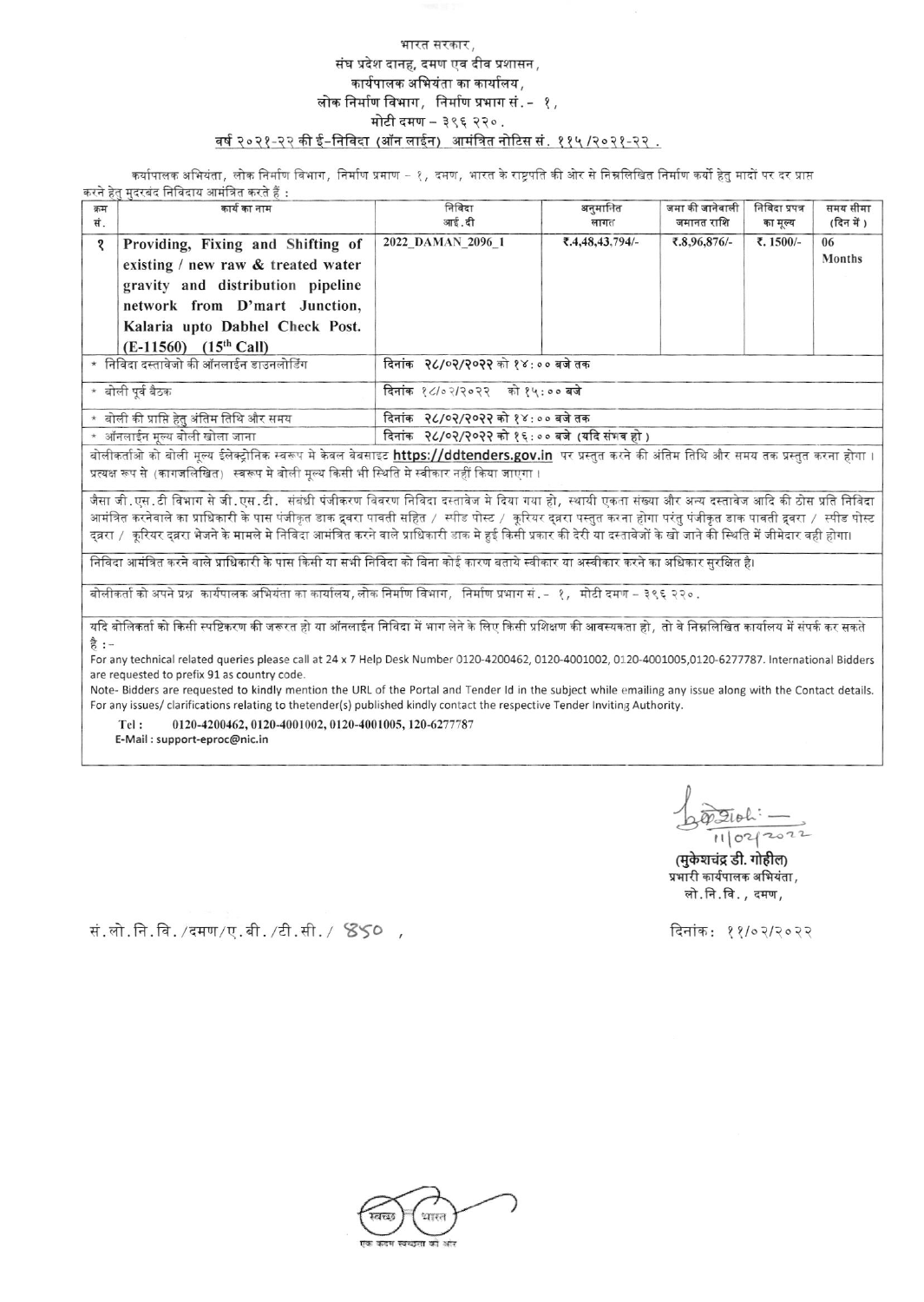भारत सरकार,
संघ प्रदेश दानह, दमण एव दीव प्रशासन,
कार्यपालक अभियंता का कार्यालय,
लोक निर्माण विभाग, निर्माण प्रभाग सं.- १,
मोटी दमण – ३९६ २२०.

**वर्ष २०२१-२२ की ई-निविदा (ऑन लाईन) आमंत्रित नोटिस सं. ११५/२०२१-२२.**

कर्यापालक अभियंता, लोक निर्माण विभाग, निर्माण प्रमाण – १, दमण, भारत के राष्ट्रपति की ओर से निम्नलिखित निर्माण कर्यो हेतु मादों पर दर प्राप्त करने हेतु मुदरबंद निविदाय आमंत्रित करते हैं :

| क्रम सं. | कार्य का नाम | निविदा आई.दी | अनुमानित लागत | जमा की जानेवाली जमानत राशि | निविदा प्रपत्र का मूल्य | समय सीमा (दिन में) |
|---|---|---|---|---|---|---|
| १ | **Providing, Fixing and Shifting of existing / new raw & treated water gravity and distribution pipeline network from D'mart Junction, Kalaria upto Dabhel Check Post. (E-11560) (15th Call)** | 2022_DAMAN_2096_1 | ₹.4,48,43,794/- | ₹.8,96,876/- | ₹. 1500/- | 06 Months |
| * निविदा दस्तावेजो की ऑनलाईन डाउनलोडिंग | दिनांक २८/०२/२०२२ को १४:०० बजे तक | | | | | |
| * बोली पूर्व बैठक | दिनांक १८/०२/२०२२ को १५:०० बजे | | | | | |
| * बोली की प्राप्ति हेतु अंतिम तिथि और समय | दिनांक २८/०२/२०२२ को १४:०० बजे तक | | | | | |
| * ऑनलाईन मूल्य बोली खोला जाना | दिनांक २८/०२/२०२२ को १६:०० बजे (यदि संभव हो) | | | | | |

बोलीकर्ताओं को बोली मूल्य ईलेक्ट्रोनिक स्वरूप मे केवल वेबसाइट **https://ddtenders.gov.in** पर प्रस्तुत करने की अंतिम तिथि और समय तक प्रस्तुत करना होगा। प्रत्यक्ष रूप से (कागजलिखित) स्वरूप मे बोली मूल्य किसी भी स्थिति मे स्वीकार नहीं किया जाएगा।

जैसा जी.एस.टी विभाग से जी.एस.टी. संबंधी पंजीकरण विवरण निविदा दस्तावेज मे दिया गया हो, स्थायी एकता संख्या और अन्य दस्तावेज आदि की ठोस प्रति निविदा आमंत्रित करनेवाले का प्राधिकारी के पास पंजीकृत डाक पावती सहित / स्पीड पोस्ट / कूरियर द्वरा पस्तुत करना होगा परंतु पंजीकृत डाक पावती द्वरा / स्पीड पोस्ट द्वरा / कूरियर द्वरा भेजने के मामले मे निविदा आमंत्रित करने वाले प्राधिकारी डाक मे हुई किसी प्रकार की देरी या दस्तावेजों के खो जाने की स्थिति में जीमेदार वही होगा।

निविदा आमंत्रित करने वाले प्राधिकारी के पास किसी या सभी निविदा को बिना कोई कारण बताये स्वीकार या अस्वीकार करने का अधिकार सुरक्षित है।

बोलीकर्ता को अपने प्रश्न कार्यपालक अभियंता का कार्यालय, लोक निर्माण विभाग, निर्माण प्रभाग सं.- १, मोटी दमण – ३९६ २२०.

यदि बोलिकर्ता को किसी स्पष्टिकरण की जरूरत हो या ऑनलाईन निविदा में भाग लेने के लिए किसी प्रशिक्षण की आवस्यकता हो, तो वे निम्नलिखित कार्यालय में संपर्क कर सकते है :-

For any technical related queries please call at 24 x 7 Help Desk Number 0120-4200462, 0120-4001002, 0120-4001005,0120-6277787. International Bidders are requested to prefix 91 as country code.

Note- Bidders are requested to kindly mention the URL of the Portal and Tender Id in the subject while emailing any issue along with the Contact details. For any issues/ clarifications relating to thetender(s) published kindly contact the respective Tender Inviting Authority.

Tel : 0120-4200462, 0120-4001002, 0120-4001005, 120-6277787
E-Mail : support-eproc@nic.in

11/02/2022

**(मुकेशचंद्र डी. गोहील)**
प्रभारी कार्यपालक अभियंता,
लो.नि.वि., दमण,

सं.लो.नि.वि./दमण/ए.बी./टी.सी./ 850 ,

दिनांक: ११/०२/२०२२

स्वच्छ भारत
एक कदम स्वच्छता की ओर